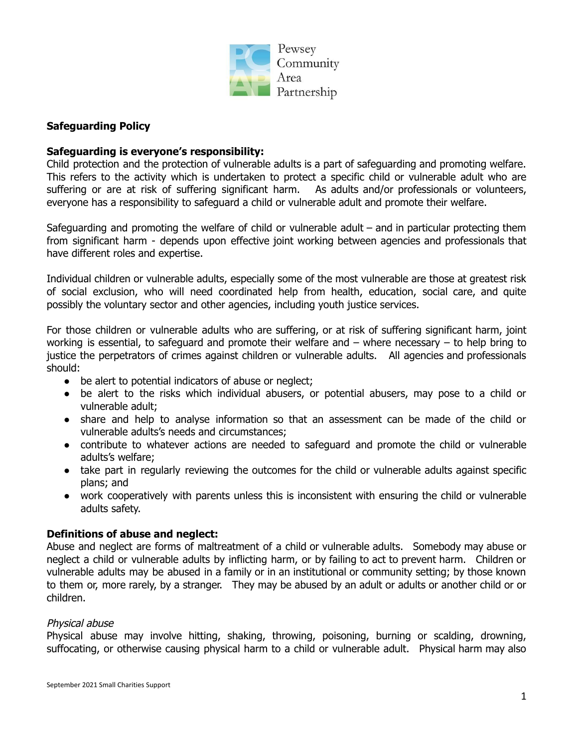Pewsey Community Area Partnership

**Safeguarding Policy**

**Safeguarding is everyone's responsibility:**

Child protection and the protection of vulnerable adults is a part of safeguarding and promoting welfare. This refers to the activity which is undertaken to protect a specific child or vulnerable adult who are suffering or are at risk of suffering significant harm. As adults and/or professionals or volunteers, everyone has a responsibility to safeguard a child or vulnerable adult and promote their welfare.

Safeguarding and promoting the welfare of child or vulnerable adult – and in particular protecting them from significant harm - depends upon effective joint working between agencies and professionals that have different roles and expertise.

Individual children or vulnerable adults, especially some of the most vulnerable are those at greatest risk of social exclusion, who will need coordinated help from health, education, social care, and quite possibly the voluntary sector and other agencies, including youth justice services.

For those children or vulnerable adults who are suffering, or at risk of suffering significant harm, joint working is essential, to safeguard and promote their welfare and – where necessary – to help bring to justice the perpetrators of crimes against children or vulnerable adults. All agencies and professionals should:

- be alert to potential indicators of abuse or neglect;
- be alert to the risks which individual abusers, or potential abusers, may pose to a child or vulnerable adult;
- share and help to analyse information so that an assessment can be made of the child or vulnerable adults's needs and circumstances;
- contribute to whatever actions are needed to safeguard and promote the child or vulnerable adults's welfare;
- take part in regularly reviewing the outcomes for the child or vulnerable adults against specific plans; and
- work cooperatively with parents unless this is inconsistent with ensuring the child or vulnerable adults safety.

**Definitions of abuse and neglect:**

Abuse and neglect are forms of maltreatment of a child or vulnerable adults. Somebody may abuse or neglect a child or vulnerable adults by inflicting harm, or by failing to act to prevent harm. Children or vulnerable adults may be abused in a family or in an institutional or community setting; by those known to them or, more rarely, by a stranger. They may be abused by an adult or adults or another child or or children.

*Physical abuse*

Physical abuse may involve hitting, shaking, throwing, poisoning, burning or scalding, drowning, suffocating, or otherwise causing physical harm to a child or vulnerable adult. Physical harm may also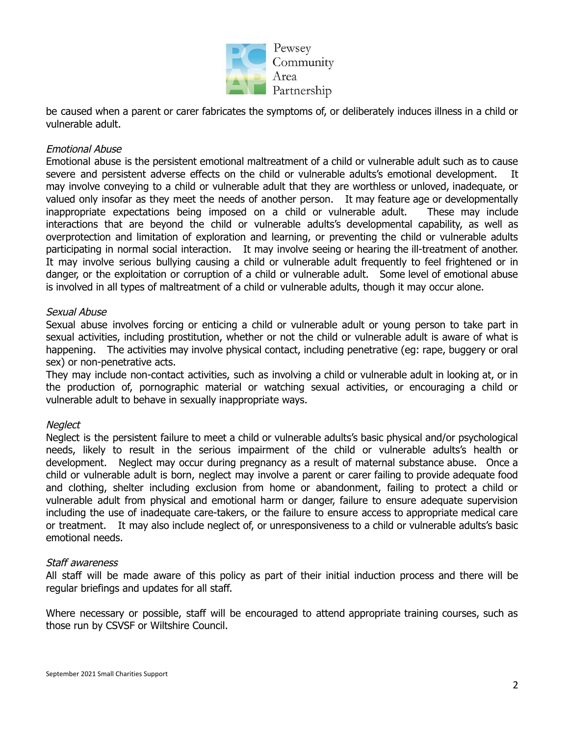be caused when a parent or carer fabricates the symptoms of, or deliberately induces illness in a child or vulnerable adult.

*Emotional Abuse*

Emotional abuse is the persistent emotional maltreatment of a child or vulnerable adult such as to cause severe and persistent adverse effects on the child or vulnerable adults's emotional development. It may involve conveying to a child or vulnerable adult that they are worthless or unloved, inadequate, or valued only insofar as they meet the needs of another person. It may feature age or developmentally inappropriate expectations being imposed on a child or vulnerable adult. These may include interactions that are beyond the child or vulnerable adults's developmental capability, as well as overprotection and limitation of exploration and learning, or preventing the child or vulnerable adults participating in normal social interaction. It may involve seeing or hearing the ill-treatment of another. It may involve serious bullying causing a child or vulnerable adult frequently to feel frightened or in danger, or the exploitation or corruption of a child or vulnerable adult. Some level of emotional abuse is involved in all types of maltreatment of a child or vulnerable adults, though it may occur alone.

*Sexual Abuse*

Sexual abuse involves forcing or enticing a child or vulnerable adult or young person to take part in sexual activities, including prostitution, whether or not the child or vulnerable adult is aware of what is happening. The activities may involve physical contact, including penetrative (eg: rape, buggery or oral sex) or non-penetrative acts.

They may include non-contact activities, such as involving a child or vulnerable adult in looking at, or in the production of, pornographic material or watching sexual activities, or encouraging a child or vulnerable adult to behave in sexually inappropriate ways.

*Neglect*

Neglect is the persistent failure to meet a child or vulnerable adults's basic physical and/or psychological needs, likely to result in the serious impairment of the child or vulnerable adults's health or development. Neglect may occur during pregnancy as a result of maternal substance abuse. Once a child or vulnerable adult is born, neglect may involve a parent or carer failing to provide adequate food and clothing, shelter including exclusion from home or abandonment, failing to protect a child or vulnerable adult from physical and emotional harm or danger, failure to ensure adequate supervision including the use of inadequate care-takers, or the failure to ensure access to appropriate medical care or treatment. It may also include neglect of, or unresponsiveness to a child or vulnerable adults's basic emotional needs.

*Staff awareness*

All staff will be made aware of this policy as part of their initial induction process and there will be regular briefings and updates for all staff.

Where necessary or possible, staff will be encouraged to attend appropriate training courses, such as those run by CSVSF or Wiltshire Council.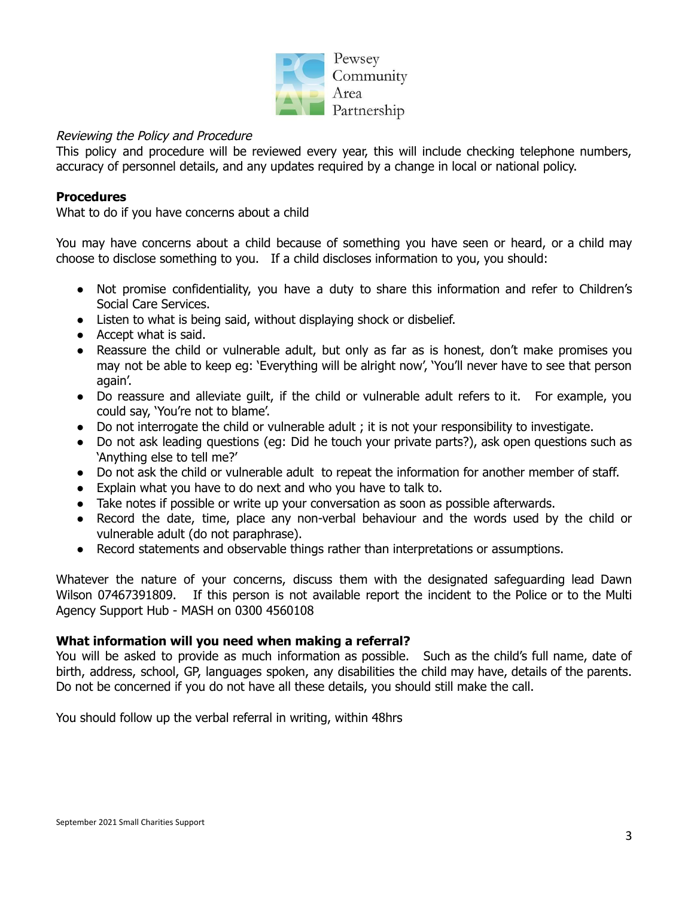*Reviewing the Policy and Procedure*

This policy and procedure will be reviewed every year, this will include checking telephone numbers, accuracy of personnel details, and any updates required by a change in local or national policy.

**Procedures**

What to do if you have concerns about a child

You may have concerns about a child because of something you have seen or heard, or a child may choose to disclose something to you. If a child discloses information to you, you should:

- Not promise confidentiality, you have a duty to share this information and refer to Children's Social Care Services.
- Listen to what is being said, without displaying shock or disbelief.
- Accept what is said.
- Reassure the child or vulnerable adult, but only as far as is honest, don't make promises you may not be able to keep eg: 'Everything will be alright now', 'You'll never have to see that person again'.
- Do reassure and alleviate guilt, if the child or vulnerable adult refers to it. For example, you could say, 'You're not to blame'.
- Do not interrogate the child or vulnerable adult ; it is not your responsibility to investigate.
- Do not ask leading questions (eg: Did he touch your private parts?), ask open questions such as 'Anything else to tell me?'
- Do not ask the child or vulnerable adult to repeat the information for another member of staff.
- Explain what you have to do next and who you have to talk to.
- Take notes if possible or write up your conversation as soon as possible afterwards.
- Record the date, time, place any non-verbal behaviour and the words used by the child or vulnerable adult (do not paraphrase).
- Record statements and observable things rather than interpretations or assumptions.

Whatever the nature of your concerns, discuss them with the designated safeguarding lead Dawn Wilson 07467391809. If this person is not available report the incident to the Police or to the Multi Agency Support Hub - MASH on 0300 4560108

**What information will you need when making a referral?**

You will be asked to provide as much information as possible. Such as the child's full name, date of birth, address, school, GP, languages spoken, any disabilities the child may have, details of the parents. Do not be concerned if you do not have all these details, you should still make the call.

You should follow up the verbal referral in writing, within 48hrs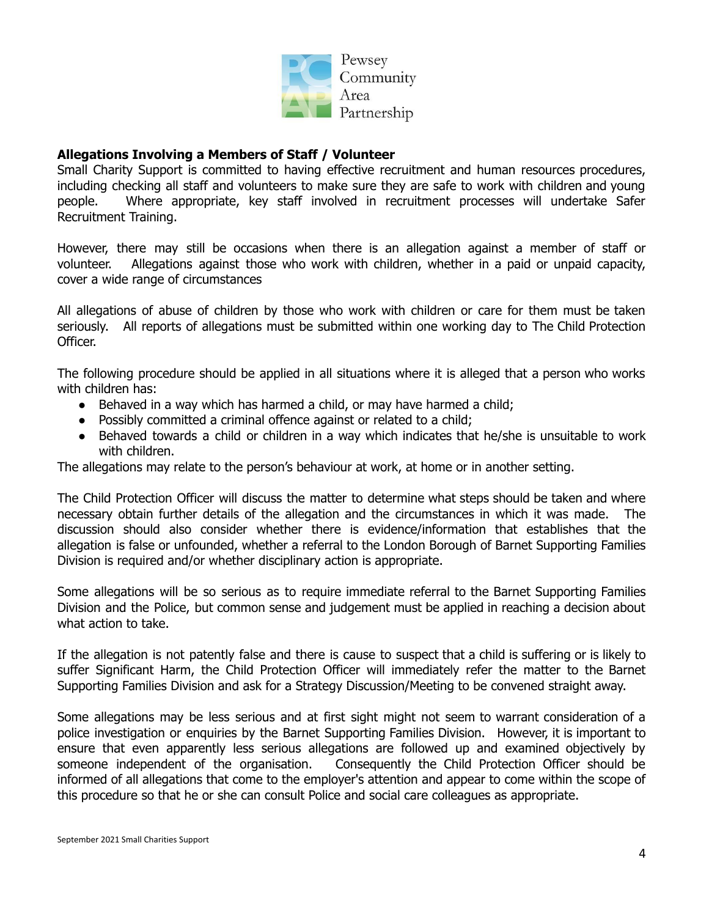**Allegations Involving a Members of Staff / Volunteer**

Small Charity Support is committed to having effective recruitment and human resources procedures, including checking all staff and volunteers to make sure they are safe to work with children and young people. Where appropriate, key staff involved in recruitment processes will undertake Safer Recruitment Training.

However, there may still be occasions when there is an allegation against a member of staff or volunteer. Allegations against those who work with children, whether in a paid or unpaid capacity, cover a wide range of circumstances

All allegations of abuse of children by those who work with children or care for them must be taken seriously. All reports of allegations must be submitted within one working day to The Child Protection Officer.

The following procedure should be applied in all situations where it is alleged that a person who works with children has:

- Behaved in a way which has harmed a child, or may have harmed a child;
- Possibly committed a criminal offence against or related to a child;
- Behaved towards a child or children in a way which indicates that he/she is unsuitable to work with children.

The allegations may relate to the person's behaviour at work, at home or in another setting.

The Child Protection Officer will discuss the matter to determine what steps should be taken and where necessary obtain further details of the allegation and the circumstances in which it was made. The discussion should also consider whether there is evidence/information that establishes that the allegation is false or unfounded, whether a referral to the London Borough of Barnet Supporting Families Division is required and/or whether disciplinary action is appropriate.

Some allegations will be so serious as to require immediate referral to the Barnet Supporting Families Division and the Police, but common sense and judgement must be applied in reaching a decision about what action to take.

If the allegation is not patently false and there is cause to suspect that a child is suffering or is likely to suffer Significant Harm, the Child Protection Officer will immediately refer the matter to the Barnet Supporting Families Division and ask for a Strategy Discussion/Meeting to be convened straight away.

Some allegations may be less serious and at first sight might not seem to warrant consideration of a police investigation or enquiries by the Barnet Supporting Families Division. However, it is important to ensure that even apparently less serious allegations are followed up and examined objectively by someone independent of the organisation. Consequently the Child Protection Officer should be informed of all allegations that come to the employer's attention and appear to come within the scope of this procedure so that he or she can consult Police and social care colleagues as appropriate.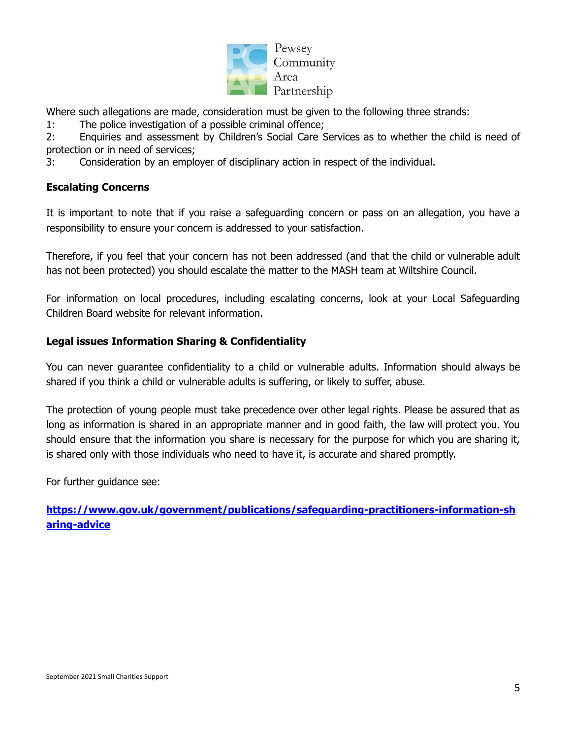Where such allegations are made, consideration must be given to the following three strands:

1: The police investigation of a possible criminal offence;

2: Enquiries and assessment by Children's Social Care Services as to whether the child is need of protection or in need of services;

3: Consideration by an employer of disciplinary action in respect of the individual.

**Escalating Concerns**

It is important to note that if you raise a safeguarding concern or pass on an allegation, you have a responsibility to ensure your concern is addressed to your satisfaction.

Therefore, if you feel that your concern has not been addressed (and that the child or vulnerable adult has not been protected) you should escalate the matter to the MASH team at Wiltshire Council.

For information on local procedures, including escalating concerns, look at your Local Safeguarding Children Board website for relevant information.

**Legal issues Information Sharing & Confidentiality**

You can never guarantee confidentiality to a child or vulnerable adults. Information should always be shared if you think a child or vulnerable adults is suffering, or likely to suffer, abuse.

The protection of young people must take precedence over other legal rights. Please be assured that as long as information is shared in an appropriate manner and in good faith, the law will protect you. You should ensure that the information you share is necessary for the purpose for which you are sharing it, is shared only with those individuals who need to have it, is accurate and shared promptly.

For further guidance see:

**https://www.gov.uk/government/publications/safeguarding-practitioners-information-sharing-advice**

September 2021 Small Charities Support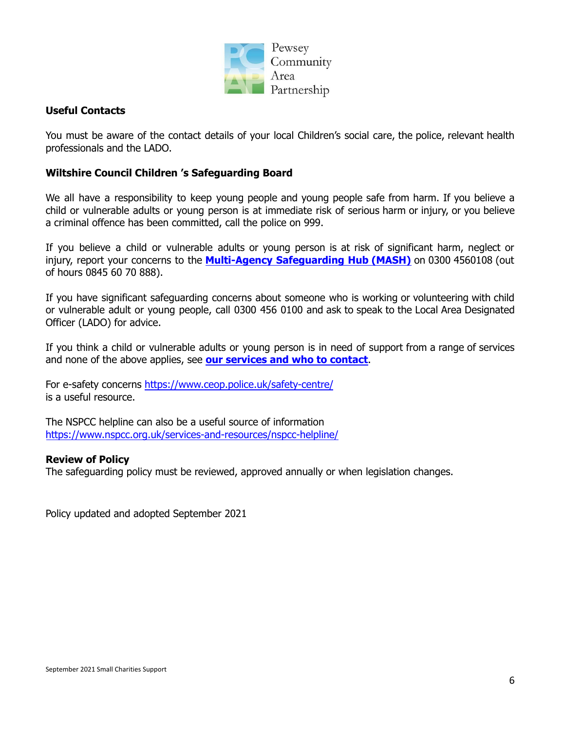Pewsey Community Area Partnership

**Useful Contacts**

You must be aware of the contact details of your local Children's social care, the police, relevant health professionals and the LADO.

**Wiltshire Council Children 's Safeguarding Board**

We all have a responsibility to keep young people and young people safe from harm. If you believe a child or vulnerable adults or young person is at immediate risk of serious harm or injury, or you believe a criminal offence has been committed, call the police on 999.

If you believe a child or vulnerable adults or young person is at risk of significant harm, neglect or injury, report your concerns to the **Multi-Agency Safeguarding Hub (MASH)** on 0300 4560108 (out of hours 0845 60 70 888).

If you have significant safeguarding concerns about someone who is working or volunteering with child or vulnerable adult or young people, call 0300 456 0100 and ask to speak to the Local Area Designated Officer (LADO) for advice.

If you think a child or vulnerable adults or young person is in need of support from a range of services and none of the above applies, see **our services and who to contact**.

For e-safety concerns https://www.ceop.police.uk/safety-centre/
is a useful resource.

The NSPCC helpline can also be a useful source of information
https://www.nspcc.org.uk/services-and-resources/nspcc-helpline/

**Review of Policy**
The safeguarding policy must be reviewed, approved annually or when legislation changes.

Policy updated and adopted September 2021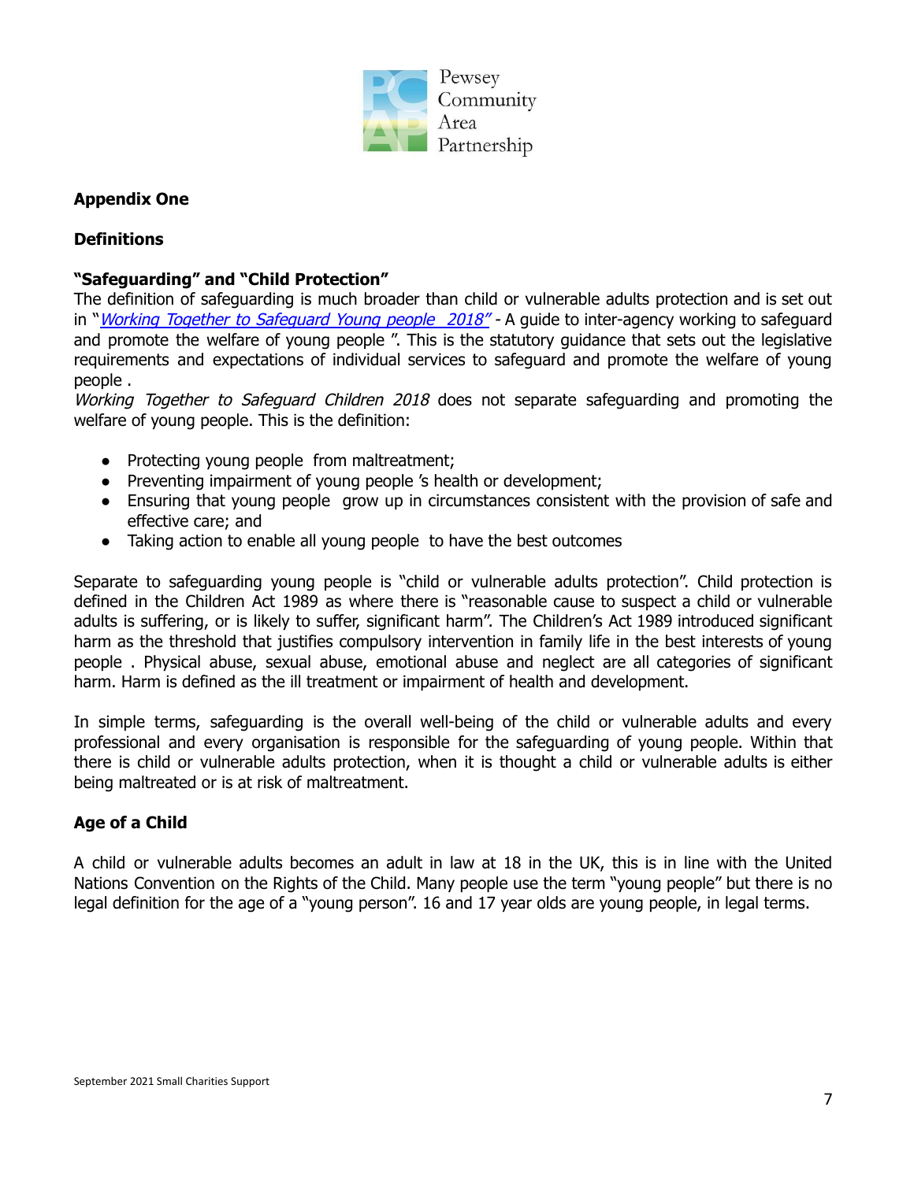Pewsey Community Area Partnership

**Appendix One**

**Definitions**

**"Safeguarding" and "Child Protection"**

The definition of safeguarding is much broader than child or vulnerable adults protection and is set out in "*Working Together to Safeguard Young people 2018"* - A guide to inter-agency working to safeguard and promote the welfare of young people ". This is the statutory guidance that sets out the legislative requirements and expectations of individual services to safeguard and promote the welfare of young people .

*Working Together to Safeguard Children 2018* does not separate safeguarding and promoting the welfare of young people. This is the definition:

- Protecting young people from maltreatment;
- Preventing impairment of young people 's health or development;
- Ensuring that young people grow up in circumstances consistent with the provision of safe and effective care; and
- Taking action to enable all young people to have the best outcomes

Separate to safeguarding young people is "child or vulnerable adults protection". Child protection is defined in the Children Act 1989 as where there is "reasonable cause to suspect a child or vulnerable adults is suffering, or is likely to suffer, significant harm". The Children's Act 1989 introduced significant harm as the threshold that justifies compulsory intervention in family life in the best interests of young people . Physical abuse, sexual abuse, emotional abuse and neglect are all categories of significant harm. Harm is defined as the ill treatment or impairment of health and development.

In simple terms, safeguarding is the overall well-being of the child or vulnerable adults and every professional and every organisation is responsible for the safeguarding of young people. Within that there is child or vulnerable adults protection, when it is thought a child or vulnerable adults is either being maltreated or is at risk of maltreatment.

**Age of a Child**

A child or vulnerable adults becomes an adult in law at 18 in the UK, this is in line with the United Nations Convention on the Rights of the Child. Many people use the term "young people" but there is no legal definition for the age of a "young person". 16 and 17 year olds are young people, in legal terms.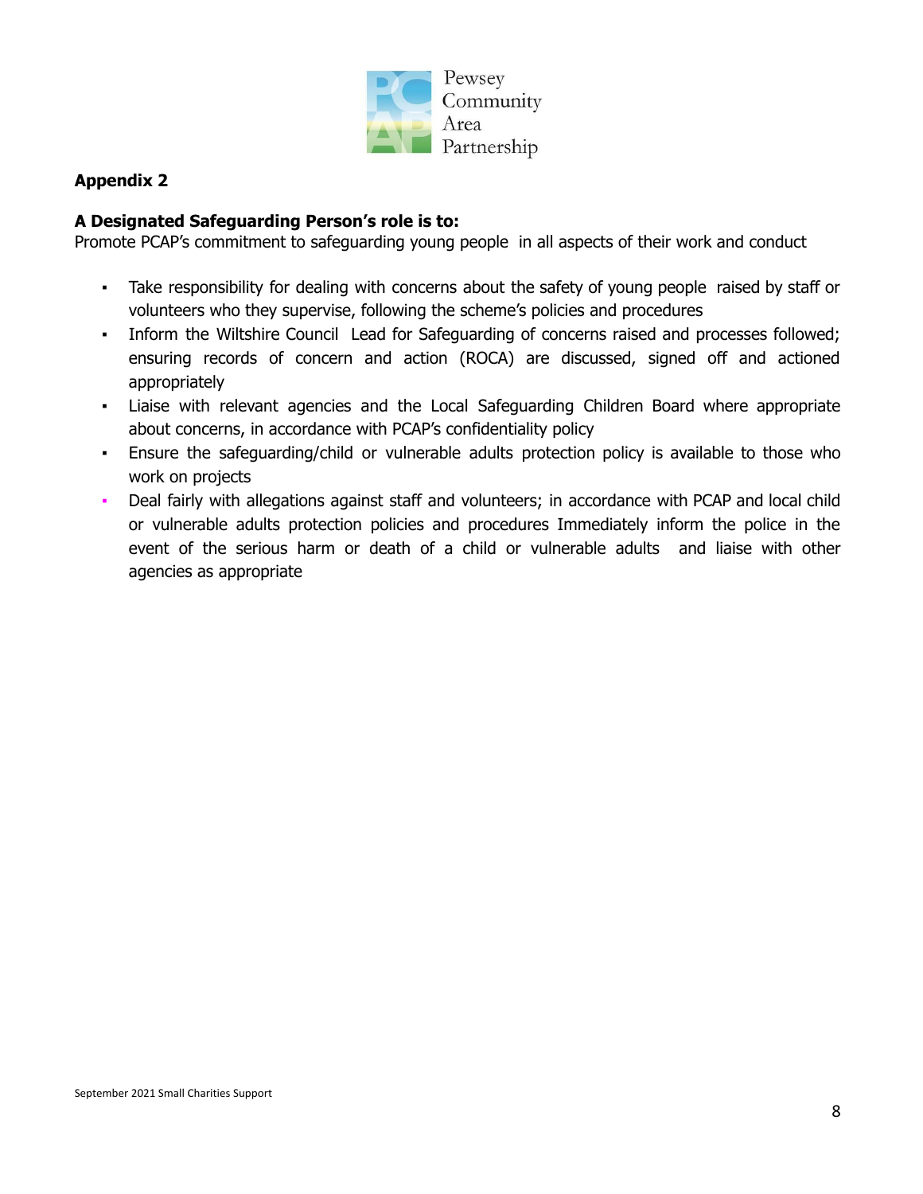Pewsey Community Area Partnership

**Appendix 2**

**A Designated Safeguarding Person's role is to:**
Promote PCAP's commitment to safeguarding young people in all aspects of their work and conduct

- Take responsibility for dealing with concerns about the safety of young people raised by staff or volunteers who they supervise, following the scheme's policies and procedures
- Inform the Wiltshire Council Lead for Safeguarding of concerns raised and processes followed; ensuring records of concern and action (ROCA) are discussed, signed off and actioned appropriately
- Liaise with relevant agencies and the Local Safeguarding Children Board where appropriate about concerns, in accordance with PCAP's confidentiality policy
- Ensure the safeguarding/child or vulnerable adults protection policy is available to those who work on projects
- Deal fairly with allegations against staff and volunteers; in accordance with PCAP and local child or vulnerable adults protection policies and procedures Immediately inform the police in the event of the serious harm or death of a child or vulnerable adults and liaise with other agencies as appropriate

September 2021 Small Charities Support